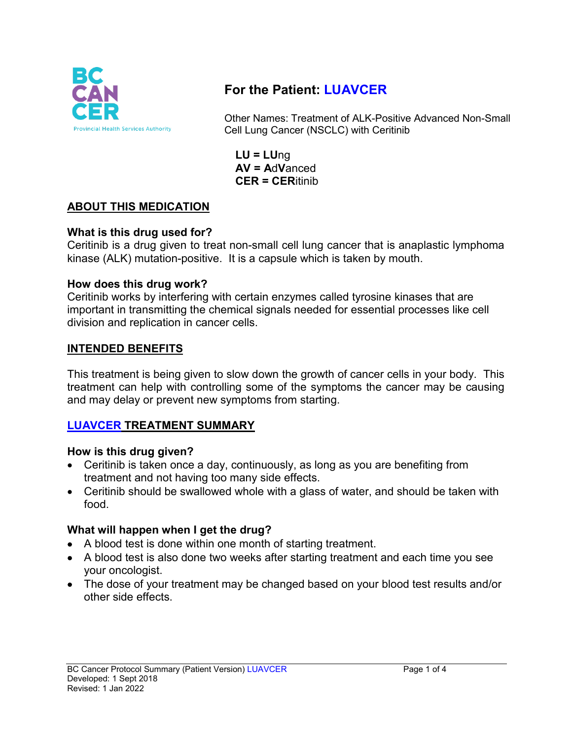# For the Patient: LUAVCER

Other Names: Treatment of ALK-Positive Advanced Non-Small Cell Lung Cancer (NSCLC) with Ceritinib

**LU = LU**ng
**AV = A**d**V**anced
**CER = CER**itinib

## ABOUT THIS MEDICATION

### What is this drug used for?

Ceritinib is a drug given to treat non-small cell lung cancer that is anaplastic lymphoma kinase (ALK) mutation-positive. It is a capsule which is taken by mouth.

### How does this drug work?

Ceritinib works by interfering with certain enzymes called tyrosine kinases that are important in transmitting the chemical signals needed for essential processes like cell division and replication in cancer cells.

## INTENDED BENEFITS

This treatment is being given to slow down the growth of cancer cells in your body. This treatment can help with controlling some of the symptoms the cancer may be causing and may delay or prevent new symptoms from starting.

## LUAVCER TREATMENT SUMMARY

### How is this drug given?

- Ceritinib is taken once a day, continuously, as long as you are benefiting from treatment and not having too many side effects.
- Ceritinib should be swallowed whole with a glass of water, and should be taken with food.

### What will happen when I get the drug?

- A blood test is done within one month of starting treatment.
- A blood test is also done two weeks after starting treatment and each time you see your oncologist.
- The dose of your treatment may be changed based on your blood test results and/or other side effects.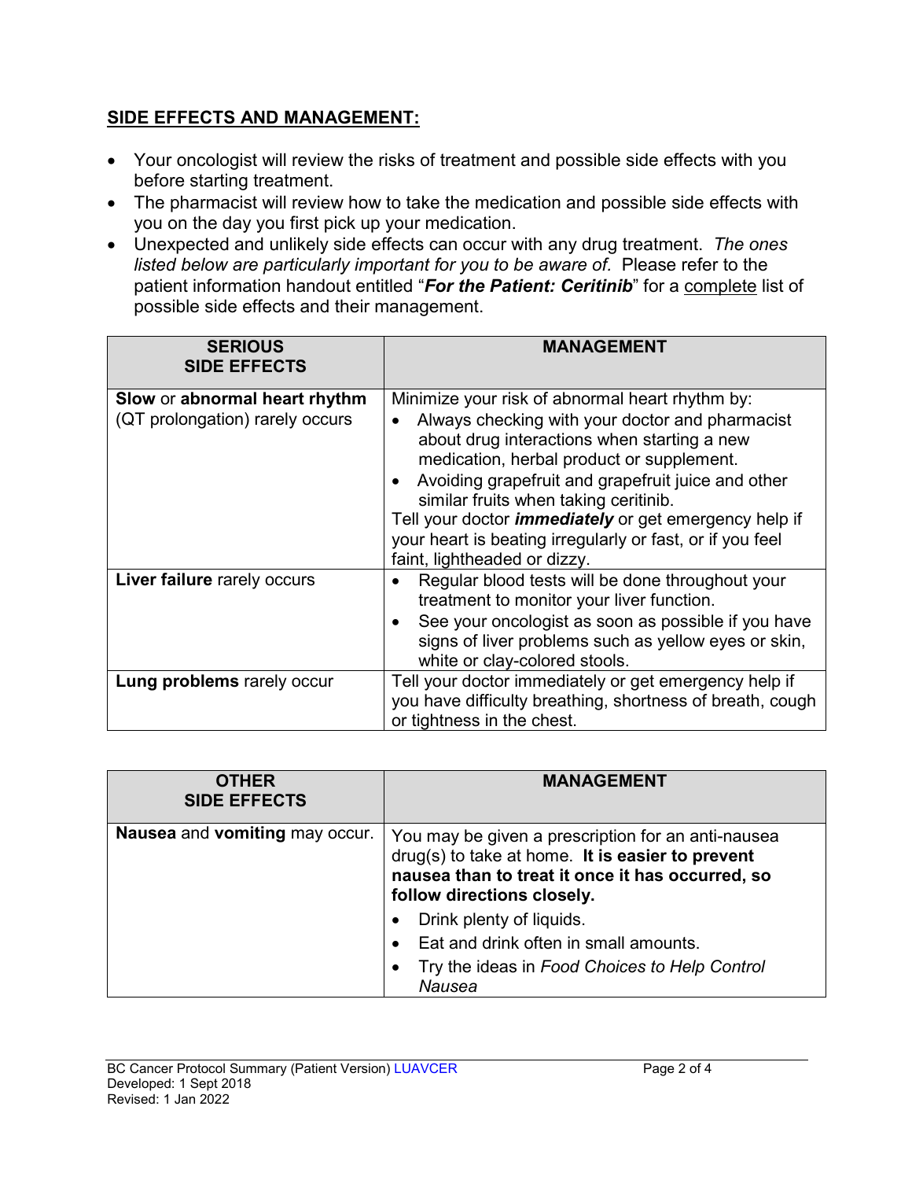## SIDE EFFECTS AND MANAGEMENT:

- Your oncologist will review the risks of treatment and possible side effects with you before starting treatment.
- The pharmacist will review how to take the medication and possible side effects with you on the day you first pick up your medication.
- Unexpected and unlikely side effects can occur with any drug treatment. *The ones listed below are particularly important for you to be aware of.* Please refer to the patient information handout entitled "***For the Patient: Ceritinib***" for a complete list of possible side effects and their management.

| SERIOUS SIDE EFFECTS | MANAGEMENT |
|---|---|
| **Slow** or **abnormal heart rhythm** (QT prolongation) rarely occurs | Minimize your risk of abnormal heart rhythm by:<br>• Always checking with your doctor and pharmacist about drug interactions when starting a new medication, herbal product or supplement.<br>• Avoiding grapefruit and grapefruit juice and other similar fruits when taking ceritinib.<br>Tell your doctor ***immediately*** or get emergency help if your heart is beating irregularly or fast, or if you feel faint, lightheaded or dizzy. |
| **Liver failure** rarely occurs | • Regular blood tests will be done throughout your treatment to monitor your liver function.<br>• See your oncologist as soon as possible if you have signs of liver problems such as yellow eyes or skin, white or clay-colored stools. |
| **Lung problems** rarely occur | Tell your doctor immediately or get emergency help if you have difficulty breathing, shortness of breath, cough or tightness in the chest. |

| OTHER SIDE EFFECTS | MANAGEMENT |
|---|---|
| **Nausea** and **vomiting** may occur. | You may be given a prescription for an anti-nausea drug(s) to take at home. **It is easier to prevent nausea than to treat it once it has occurred, so follow directions closely.**<br>• Drink plenty of liquids.<br>• Eat and drink often in small amounts.<br>• Try the ideas in *Food Choices to Help Control Nausea* |

BC Cancer Protocol Summary (Patient Version) LUAVCER
Developed: 1 Sept 2018
Revised: 1 Jan 2022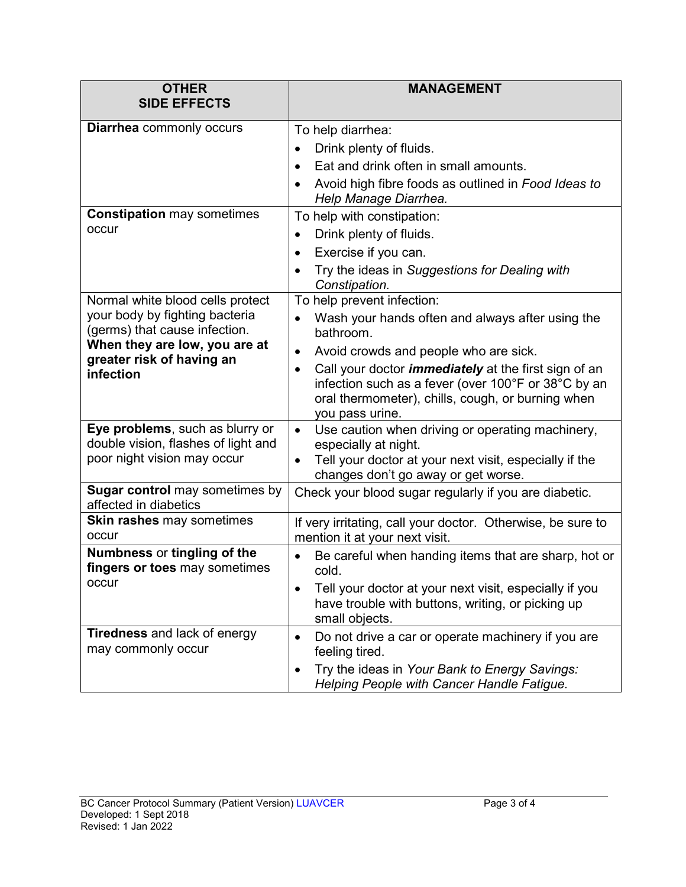| OTHER SIDE EFFECTS | MANAGEMENT |
|---|---|
| **Diarrhea** commonly occurs | To help diarrhea:<br>• Drink plenty of fluids.<br>• Eat and drink often in small amounts.<br>• Avoid high fibre foods as outlined in *Food Ideas to Help Manage Diarrhea.* |
| **Constipation** may sometimes occur | To help with constipation:<br>• Drink plenty of fluids.<br>• Exercise if you can.<br>• Try the ideas in *Suggestions for Dealing with Constipation.* |
| Normal white blood cells protect your body by fighting bacteria (germs) that cause infection. **When they are low, you are at greater risk of having an infection** | To help prevent infection:<br>• Wash your hands often and always after using the bathroom.<br>• Avoid crowds and people who are sick.<br>• Call your doctor ***immediately*** at the first sign of an infection such as a fever (over 100°F or 38°C by an oral thermometer), chills, cough, or burning when you pass urine. |
| **Eye problems**, such as blurry or double vision, flashes of light and poor night vision may occur | • Use caution when driving or operating machinery, especially at night.<br>• Tell your doctor at your next visit, especially if the changes don't go away or get worse. |
| **Sugar control** may sometimes by affected in diabetics | Check your blood sugar regularly if you are diabetic. |
| **Skin rashes** may sometimes occur | If very irritating, call your doctor. Otherwise, be sure to mention it at your next visit. |
| **Numbness** or **tingling of the fingers or toes** may sometimes occur | • Be careful when handing items that are sharp, hot or cold.<br>• Tell your doctor at your next visit, especially if you have trouble with buttons, writing, or picking up small objects. |
| **Tiredness** and lack of energy may commonly occur | • Do not drive a car or operate machinery if you are feeling tired.<br>• Try the ideas in *Your Bank to Energy Savings: Helping People with Cancer Handle Fatigue.* |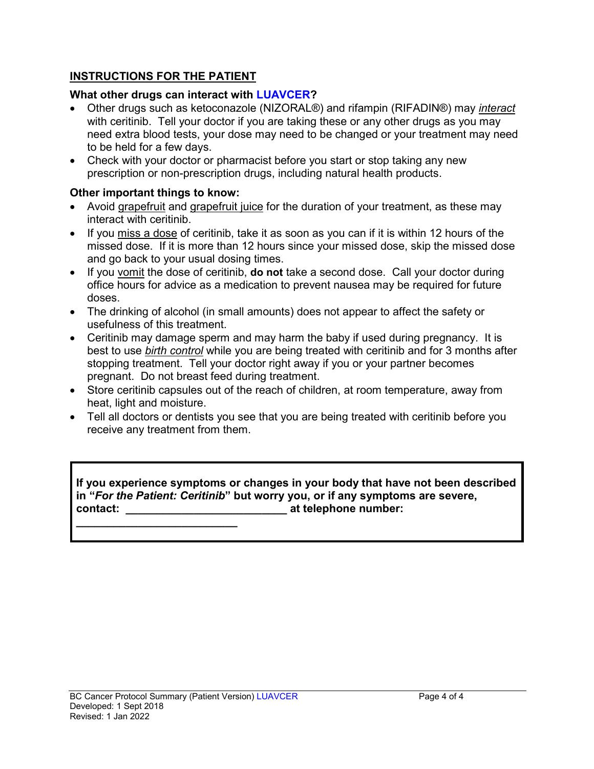## INSTRUCTIONS FOR THE PATIENT

### What other drugs can interact with LUAVCER?

- Other drugs such as ketoconazole (NIZORAL®) and rifampin (RIFADIN®) may *interact* with ceritinib. Tell your doctor if you are taking these or any other drugs as you may need extra blood tests, your dose may need to be changed or your treatment may need to be held for a few days.
- Check with your doctor or pharmacist before you start or stop taking any new prescription or non-prescription drugs, including natural health products.

### Other important things to know:

- Avoid grapefruit and grapefruit juice for the duration of your treatment, as these may interact with ceritinib.
- If you miss a dose of ceritinib, take it as soon as you can if it is within 12 hours of the missed dose. If it is more than 12 hours since your missed dose, skip the missed dose and go back to your usual dosing times.
- If you vomit the dose of ceritinib, **do not** take a second dose. Call your doctor during office hours for advice as a medication to prevent nausea may be required for future doses.
- The drinking of alcohol (in small amounts) does not appear to affect the safety or usefulness of this treatment.
- Ceritinib may damage sperm and may harm the baby if used during pregnancy. It is best to use *birth control* while you are being treated with ceritinib and for 3 months after stopping treatment. Tell your doctor right away if you or your partner becomes pregnant. Do not breast feed during treatment.
- Store ceritinib capsules out of the reach of children, at room temperature, away from heat, light and moisture.
- Tell all doctors or dentists you see that you are being treated with ceritinib before you receive any treatment from them.

**If you experience symptoms or changes in your body that have not been described in "*For the Patient: Ceritinib*" but worry you, or if any symptoms are severe, contact: __________________________ at telephone number: __________________________**